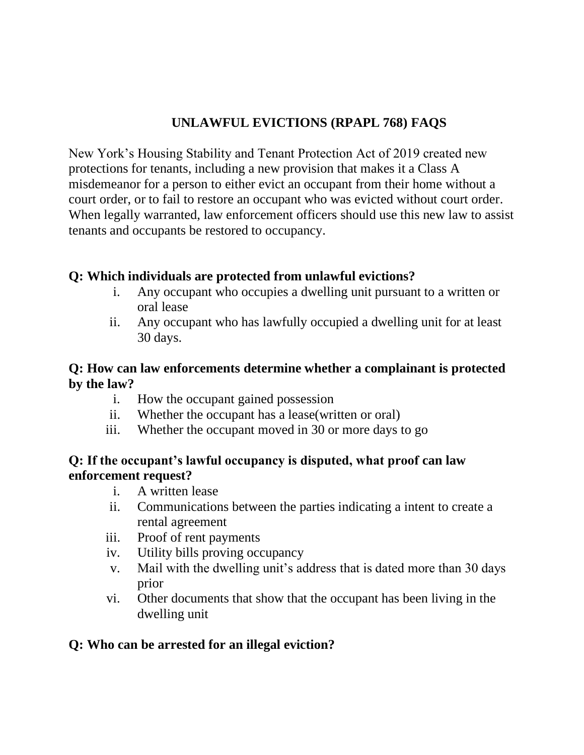# UNLAWFUL EVICTIONS (RPAPL 768) FAQS

New York's Housing Stability and Tenant Protection Act of 2019 created new protections for tenants, including a new provision that makes it a Class A misdemeanor for a person to either evict an occupant from their home without a court order, or to fail to restore an occupant who was evicted without court order. When legally warranted, law enforcement officers should use this new law to assist tenants and occupants be restored to occupancy.

## Q: Which individuals are protected from unlawful evictions?

i. Any occupant who occupies a dwelling unit pursuant to a written or oral lease
ii. Any occupant who has lawfully occupied a dwelling unit for at least 30 days.

## Q: How can law enforcements determine whether a complainant is protected by the law?

i. How the occupant gained possession
ii. Whether the occupant has a lease(written or oral)
iii. Whether the occupant moved in 30 or more days to go

## Q: If the occupant's lawful occupancy is disputed, what proof can law enforcement request?

i. A written lease
ii. Communications between the parties indicating a intent to create a rental agreement
iii. Proof of rent payments
iv. Utility bills proving occupancy
v. Mail with the dwelling unit's address that is dated more than 30 days prior
vi. Other documents that show that the occupant has been living in the dwelling unit

## Q: Who can be arrested for an illegal eviction?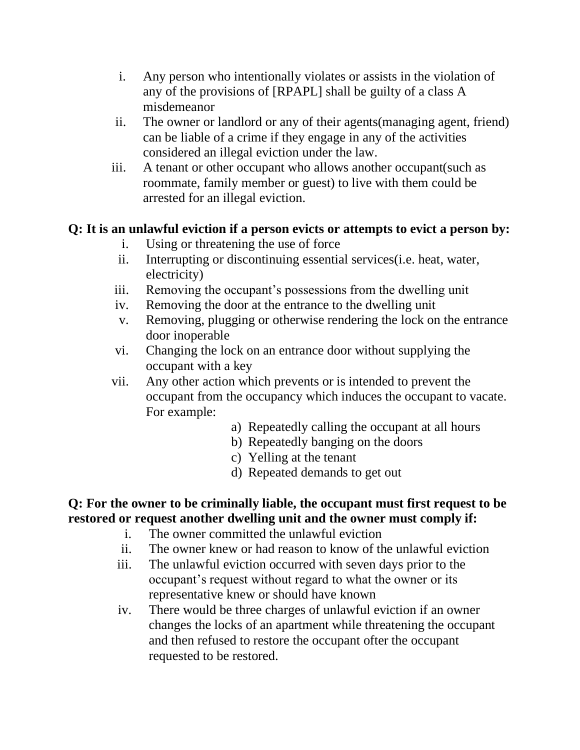i. Any person who intentionally violates or assists in the violation of any of the provisions of [RPAPL] shall be guilty of a class A misdemeanor
ii. The owner or landlord or any of their agents(managing agent, friend) can be liable of a crime if they engage in any of the activities considered an illegal eviction under the law.
iii. A tenant or other occupant who allows another occupant(such as roommate, family member or guest) to live with them could be arrested for an illegal eviction.

**Q: It is an unlawful eviction if a person evicts or attempts to evict a person by:**

i. Using or threatening the use of force
ii. Interrupting or discontinuing essential services(i.e. heat, water, electricity)
iii. Removing the occupant's possessions from the dwelling unit
iv. Removing the door at the entrance to the dwelling unit
v. Removing, plugging or otherwise rendering the lock on the entrance door inoperable
vi. Changing the lock on an entrance door without supplying the occupant with a key
vii. Any other action which prevents or is intended to prevent the occupant from the occupancy which induces the occupant to vacate. For example:
   a) Repeatedly calling the occupant at all hours
   b) Repeatedly banging on the doors
   c) Yelling at the tenant
   d) Repeated demands to get out

**Q: For the owner to be criminally liable, the occupant must first request to be restored or request another dwelling unit and the owner must comply if:**

i. The owner committed the unlawful eviction
ii. The owner knew or had reason to know of the unlawful eviction
iii. The unlawful eviction occurred with seven days prior to the occupant's request without regard to what the owner or its representative knew or should have known
iv. There would be three charges of unlawful eviction if an owner changes the locks of an apartment while threatening the occupant and then refused to restore the occupant ofter the occupant requested to be restored.